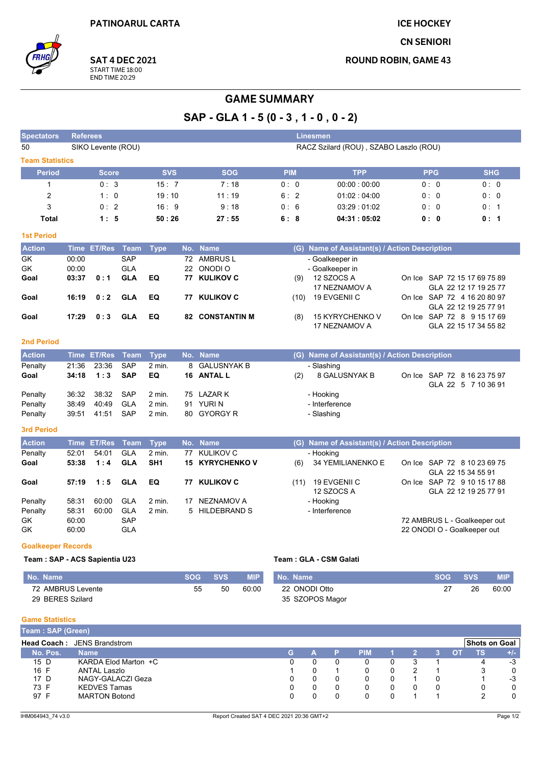PATINOARUL CARTA

**SAT 4 DEC 2021**
START TIME 18:00
END TIME 20:29

ICE HOCKEY
CN SENIORI
ROUND ROBIN, GAME 43

# GAME SUMMARY

## SAP - GLA 1 - 5 (0 - 3 , 1 - 0 , 0 - 2)

| Spectators | Referees | Linesmen |
|---|---|---|
| 50 | SIKO Levente (ROU) | RACZ Szilard (ROU) , SZABO Laszlo (ROU) |

### Team Statistics

| Period | Score | SVS | SOG | PIM | TPP | PPG | SHG |
|---|---|---|---|---|---|---|---|
| 1 | 0 : 3 | 15 : 7 | 7 : 18 | 0 : 0 | 00:00 : 00:00 | 0 : 0 | 0 : 0 |
| 2 | 1 : 0 | 19 : 10 | 11 : 19 | 6 : 2 | 01:02 : 04:00 | 0 : 0 | 0 : 0 |
| 3 | 0 : 2 | 16 : 9 | 9 : 18 | 0 : 6 | 03:29 : 01:02 | 0 : 0 | 0 : 1 |
| **Total** | **1 : 5** | **50 : 26** | **27 : 55** | **6 : 8** | **04:31 : 05:02** | **0 : 0** | **0 : 1** |

### 1st Period

| Action | Time | ET/Res | Team | Type | No. | Name | (G) | Name of Assistant(s) / Action Description | |
|---|---|---|---|---|---|---|---|---|---|
| GK | 00:00 | | SAP | | 72 | AMBRUS L | | - Goalkeeper in | |
| GK | 00:00 | | GLA | | 22 | ONODI O | | - Goalkeeper in | |
| **Goal** | **03:37** | **0 : 1** | **GLA** | **EQ** | **77** | **KULIKOV C** | (9) | 12 SZOCS A<br>17 NEZNAMOV A | On Ice SAP 72 15 17 69 75 89<br>GLA 22 12 17 19 25 77 |
| **Goal** | **16:19** | **0 : 2** | **GLA** | **EQ** | **77** | **KULIKOV C** | (10) | 19 EVGENII C | On Ice SAP 72 4 16 20 80 97<br>GLA 22 12 19 25 77 91 |
| **Goal** | **17:29** | **0 : 3** | **GLA** | **EQ** | **82** | **CONSTANTIN M** | (8) | 15 KYRYCHENKO V<br>17 NEZNAMOV A | On Ice SAP 72 8 9 15 17 69<br>GLA 22 15 17 34 55 82 |

### 2nd Period

| Action | Time | ET/Res | Team | Type | No. | Name | (G) | Name of Assistant(s) / Action Description | |
|---|---|---|---|---|---|---|---|---|---|
| Penalty | 21:36 | 23:36 | SAP | 2 min. | 8 | GALUSNYAK B | | - Slashing | |
| **Goal** | **34:18** | **1 : 3** | **SAP** | **EQ** | **16** | **ANTAL L** | (2) | 8 GALUSNYAK B | On Ice SAP 72 8 16 23 75 97<br>GLA 22 5 7 10 36 91 |
| Penalty | 36:32 | 38:32 | SAP | 2 min. | 75 | LAZAR K | | - Hooking | |
| Penalty | 38:49 | 40:49 | GLA | 2 min. | 91 | YURI N | | - Interference | |
| Penalty | 39:51 | 41:51 | SAP | 2 min. | 80 | GYORGY R | | - Slashing | |

### 3rd Period

| Action | Time | ET/Res | Team | Type | No. | Name | (G) | Name of Assistant(s) / Action Description | |
|---|---|---|---|---|---|---|---|---|---|
| Penalty | 52:01 | 54:01 | GLA | 2 min. | 77 | KULIKOV C | | - Hooking | |
| **Goal** | **53:38** | **1 : 4** | **GLA** | **SH1** | **15** | **KYRYCHENKO V** | (6) | 34 YEMILIANENKO E | On Ice SAP 72 8 10 23 69 75<br>GLA 22 15 34 55 91 |
| **Goal** | **57:19** | **1 : 5** | **GLA** | **EQ** | **77** | **KULIKOV C** | (11) | 19 EVGENII C<br>12 SZOCS A | On Ice SAP 72 9 10 15 17 88<br>GLA 22 12 19 25 77 91 |
| Penalty | 58:31 | 60:00 | GLA | 2 min. | 17 | NEZNAMOV A | | - Hooking | |
| Penalty | 58:31 | 60:00 | GLA | 2 min. | 5 | HILDEBRAND S | | - Interference | |
| GK | 60:00 | | SAP | | | | | | 72 AMBRUS L - Goalkeeper out |
| GK | 60:00 | | GLA | | | | | | 22 ONODI O - Goalkeeper out |

### Goalkeeper Records

**Team : SAP - ACS Sapientia U23**

| No. Name | SOG | SVS | MIP |
|---|---|---|---|
| 72 AMBRUS Levente | 55 | 50 | 60:00 |
| 29 BERES Szilard | | | |

**Team : GLA - CSM Galati**

| No. Name | SOG | SVS | MIP |
|---|---|---|---|
| 22 ONODI Otto | 27 | 26 | 60:00 |
| 35 SZOPOS Magor | | | |

### Game Statistics

**Team : SAP (Green)**

**Head Coach :** JENS Brandstrom

| No. Pos. | Name | G | A | P | PIM | 1 | 2 | 3 | OT | TS | +/- |
|---|---|---|---|---|---|---|---|---|---|---|---|
| 15 D | KARDA Elod Marton +C | 0 | 0 | 0 | 0 | 0 | 3 | 1 | | 4 | -3 |
| 16 F | ANTAL Laszlo | 1 | 0 | 1 | 0 | 0 | 2 | 1 | | 3 | 0 |
| 17 D | NAGY-GALACZI Geza | 0 | 0 | 0 | 0 | 0 | 1 | 0 | | 1 | -3 |
| 73 F | KEDVES Tamas | 0 | 0 | 0 | 0 | 0 | 0 | 0 | | 0 | 0 |
| 97 F | MARTON Botond | 0 | 0 | 0 | 0 | 0 | 1 | 1 | | 2 | 0 |

IHM064943_74 v3.0 Report Created SAT 4 DEC 2021 20:36 GMT+2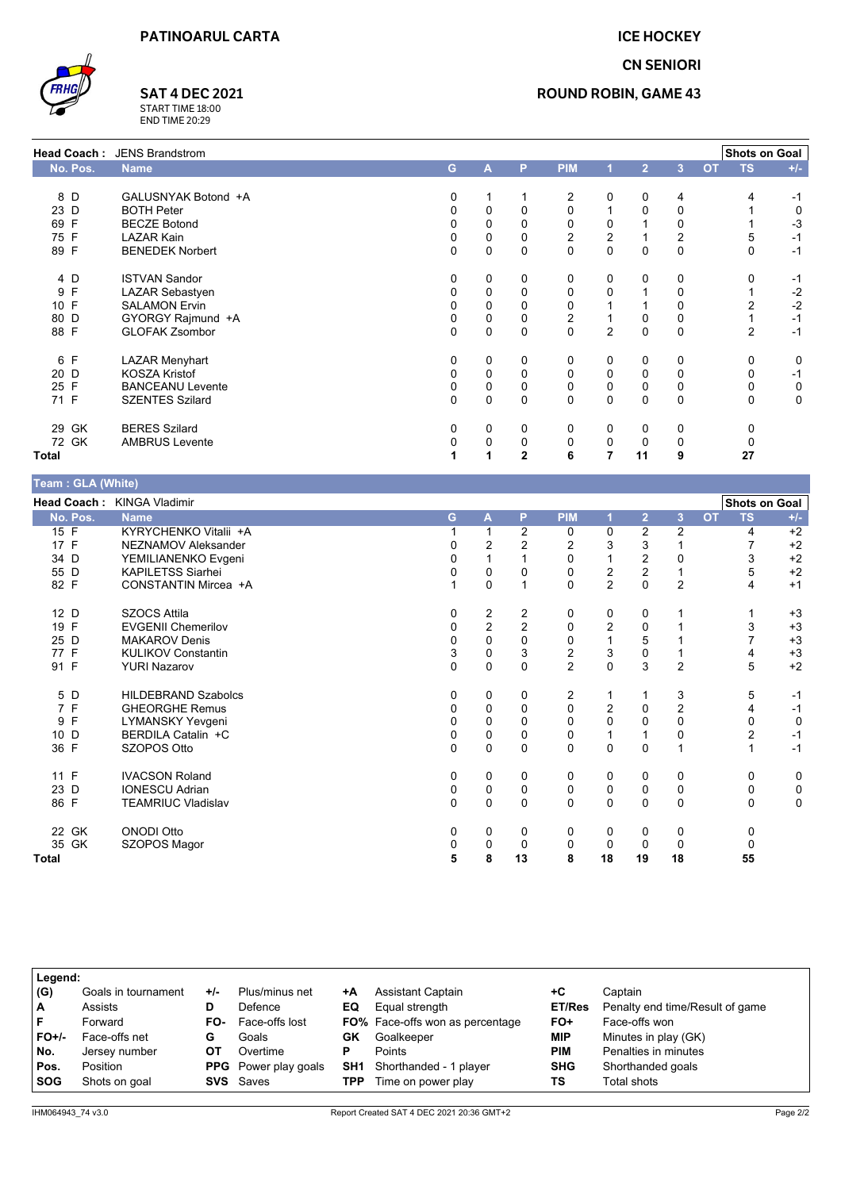PATINOARUL CARTA

**SAT 4 DEC 2021**
START TIME 18:00
END TIME 20:29

ICE HOCKEY

CN SENIORI

ROUND ROBIN, GAME 43

Head Coach : JENS Brandstrom

| No. | Pos. | Name | G | A | P | PIM | 1 | 2 | 3 | OT | TS | +/- |
|---|---|---|---|---|---|---|---|---|---|---|---|---|
| 8 | D | GALUSNYAK Botond +A | 0 | 1 | 1 | 2 | 0 | 0 | 4 | | 4 | -1 |
| 23 | D | BOTH Peter | 0 | 0 | 0 | 0 | 1 | 0 | 0 | | 1 | 0 |
| 69 | F | BECZE Botond | 0 | 0 | 0 | 0 | 0 | 1 | 0 | | 1 | -3 |
| 75 | F | LAZAR Kain | 0 | 0 | 0 | 2 | 2 | 1 | 2 | | 5 | -1 |
| 89 | F | BENEDEK Norbert | 0 | 0 | 0 | 0 | 0 | 0 | 0 | | 0 | -1 |
| 4 | D | ISTVAN Sandor | 0 | 0 | 0 | 0 | 0 | 0 | 0 | | 0 | -1 |
| 9 | F | LAZAR Sebastyen | 0 | 0 | 0 | 0 | 0 | 1 | 0 | | 1 | -2 |
| 10 | F | SALAMON Ervin | 0 | 0 | 0 | 0 | 1 | 1 | 0 | | 2 | -2 |
| 80 | D | GYORGY Rajmund +A | 0 | 0 | 0 | 2 | 1 | 0 | 0 | | 1 | -1 |
| 88 | F | GLOFAK Zsombor | 0 | 0 | 0 | 0 | 2 | 0 | 0 | | 2 | -1 |
| 6 | F | LAZAR Menyhart | 0 | 0 | 0 | 0 | 0 | 0 | 0 | | 0 | 0 |
| 20 | D | KOSZA Kristof | 0 | 0 | 0 | 0 | 0 | 0 | 0 | | 0 | -1 |
| 25 | F | BANCEANU Levente | 0 | 0 | 0 | 0 | 0 | 0 | 0 | | 0 | 0 |
| 71 | F | SZENTES Szilard | 0 | 0 | 0 | 0 | 0 | 0 | 0 | | 0 | 0 |
| 29 | GK | BERES Szilard | 0 | 0 | 0 | 0 | 0 | 0 | 0 | | 0 | |
| 72 | GK | AMBRUS Levente | 0 | 0 | 0 | 0 | 0 | 0 | 0 | | 0 | |
| **Total** | | | **1** | **1** | **2** | **6** | **7** | **11** | **9** | | **27** | |

**Team : GLA (White)**

Head Coach : KINGA Vladimir

| No. | Pos. | Name | G | A | P | PIM | 1 | 2 | 3 | OT | TS | +/- |
|---|---|---|---|---|---|---|---|---|---|---|---|---|
| 15 | F | KYRYCHENKO Vitalii +A | 1 | 1 | 2 | 0 | 0 | 2 | 2 | | 4 | +2 |
| 17 | F | NEZNAMOV Aleksander | 0 | 2 | 2 | 2 | 3 | 3 | 1 | | 7 | +2 |
| 34 | D | YEMILIANENKO Evgeni | 0 | 1 | 1 | 0 | 1 | 2 | 0 | | 3 | +2 |
| 55 | D | KAPILETSS Siarhei | 0 | 0 | 0 | 0 | 2 | 2 | 1 | | 5 | +2 |
| 82 | F | CONSTANTIN Mircea +A | 1 | 0 | 1 | 0 | 2 | 0 | 2 | | 4 | +1 |
| 12 | D | SZOCS Attila | 0 | 2 | 2 | 0 | 0 | 0 | 1 | | 1 | +3 |
| 19 | F | EVGENII Chemerilov | 0 | 2 | 2 | 0 | 2 | 0 | 1 | | 3 | +3 |
| 25 | D | MAKAROV Denis | 0 | 0 | 0 | 0 | 1 | 5 | 1 | | 7 | +3 |
| 77 | F | KULIKOV Constantin | 3 | 0 | 3 | 2 | 3 | 0 | 1 | | 4 | +3 |
| 91 | F | YURI Nazarov | 0 | 0 | 0 | 2 | 0 | 3 | 2 | | 5 | +2 |
| 5 | D | HILDEBRAND Szabolcs | 0 | 0 | 0 | 2 | 1 | 1 | 3 | | 5 | -1 |
| 7 | F | GHEORGHE Remus | 0 | 0 | 0 | 0 | 2 | 0 | 2 | | 4 | -1 |
| 9 | F | LYMANSKY Yevgeni | 0 | 0 | 0 | 0 | 0 | 0 | 0 | | 0 | 0 |
| 10 | D | BERDILA Catalin +C | 0 | 0 | 0 | 0 | 1 | 1 | 0 | | 2 | -1 |
| 36 | F | SZOPOS Otto | 0 | 0 | 0 | 0 | 0 | 0 | 1 | | 1 | -1 |
| 11 | F | IVACSON Roland | 0 | 0 | 0 | 0 | 0 | 0 | 0 | | 0 | 0 |
| 23 | D | IONESCU Adrian | 0 | 0 | 0 | 0 | 0 | 0 | 0 | | 0 | 0 |
| 86 | F | TEAMRIUC Vladislav | 0 | 0 | 0 | 0 | 0 | 0 | 0 | | 0 | 0 |
| 22 | GK | ONODI Otto | 0 | 0 | 0 | 0 | 0 | 0 | 0 | | 0 | |
| 35 | GK | SZOPOS Magor | 0 | 0 | 0 | 0 | 0 | 0 | 0 | | 0 | |
| **Total** | | | **5** | **8** | **13** | **8** | **18** | **19** | **18** | | **55** | |

**Legend:**

| | | | | | | | |
|---|---|---|---|---|---|---|---|
| (G) | Goals in tournament | +/- | Plus/minus net | +A | Assistant Captain | +C | Captain |
| A | Assists | D | Defence | EQ | Equal strength | ET/Res | Penalty end time/Result of game |
| F | Forward | FO- | Face-offs lost | FO% | Face-offs won as percentage | FO+ | Face-offs won |
| FO+/- | Face-offs net | G | Goals | GK | Goalkeeper | MIP | Minutes in play (GK) |
| No. | Jersey number | OT | Overtime | P | Points | PIM | Penalties in minutes |
| Pos. | Position | PPG | Power play goals | SH1 | Shorthanded - 1 player | SHG | Shorthanded goals |
| SOG | Shots on goal | SVS | Saves | TPP | Time on power play | TS | Total shots |

IHM064943_74 v3.0 Report Created SAT 4 DEC 2021 20:36 GMT+2